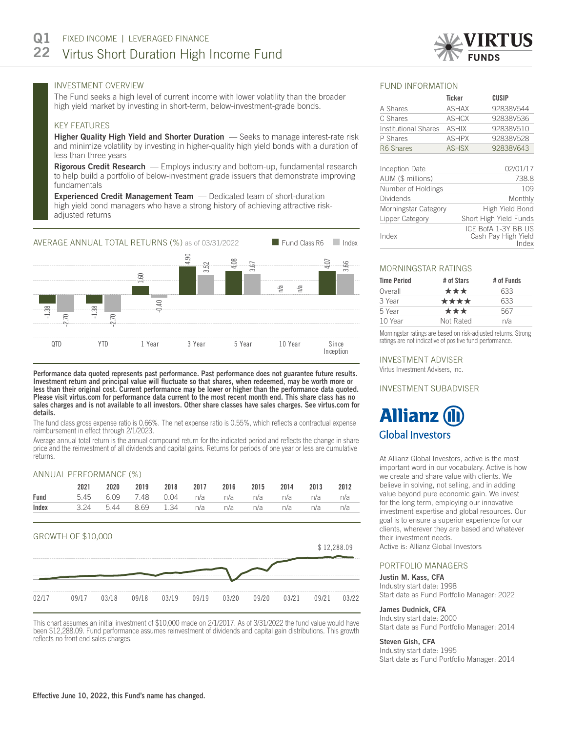# Q1 22 FIXED INCOME | LEVERAGED FINANCE

# Virtus Short Duration High Income Fund

VIRTUS FUNDS

## INVESTMENT OVERVIEW

The Fund seeks a high level of current income with lower volatility than the broader high yield market by investing in short-term, below-investment-grade bonds.

## KEY FEATURES

**Higher Quality High Yield and Shorter Duration** — Seeks to manage interest-rate risk and minimize volatility by investing in higher-quality high yield bonds with a duration of less than three years

**Rigorous Credit Research** — Employs industry and bottom-up, fundamental research to help build a portfolio of below-investment grade issuers that demonstrate improving fundamentals

**Experienced Credit Management Team** — Dedicated team of short-duration high yield bond managers who have a strong history of achieving attractive risk-adjusted returns

## AVERAGE ANNUAL TOTAL RETURNS (%) as of 03/31/2022

| | QTD | YTD | 1 Year | 3 Year | 5 Year | 10 Year | Since Inception |
|---|---|---|---|---|---|---|---|
| Fund Class R6 | -1.38 | -1.38 | 1.60 | 4.90 | 4.08 | n/a | 4.07 |
| Index | -2.70 | -2.70 | -0.40 | 3.52 | 3.67 | n/a | 3.66 |

**Performance data quoted represents past performance. Past performance does not guarantee future results. Investment return and principal value will fluctuate so that shares, when redeemed, may be worth more or less than their original cost. Current performance may be lower or higher than the performance data quoted. Please visit virtus.com for performance data current to the most recent month end. This share class has no sales charges and is not available to all investors. Other share classes have sales charges. See virtus.com for details.**

The fund class gross expense ratio is 0.66%. The net expense ratio is 0.55%, which reflects a contractual expense reimbursement in effect through 2/1/2023.

Average annual total return is the annual compound return for the indicated period and reflects the change in share price and the reinvestment of all dividends and capital gains. Returns for periods of one year or less are cumulative returns.

## ANNUAL PERFORMANCE (%)

| | 2021 | 2020 | 2019 | 2018 | 2017 | 2016 | 2015 | 2014 | 2013 | 2012 |
|---|---|---|---|---|---|---|---|---|---|---|
| **Fund** | 5.45 | 6.09 | 7.48 | 0.04 | n/a | n/a | n/a | n/a | n/a | n/a |
| **Index** | 3.24 | 5.44 | 8.69 | 1.34 | n/a | n/a | n/a | n/a | n/a | n/a |

## GROWTH OF $10,000

$ 12,288.09

02/17 09/17 03/18 09/18 03/19 09/19 03/20 09/20 03/21 09/21 03/22

This chart assumes an initial investment of $10,000 made on 2/1/2017. As of 3/31/2022 the fund value would have been $12,288.09. Fund performance assumes reinvestment of dividends and capital gain distributions. This growth reflects no front end sales charges.

## FUND INFORMATION

| | Ticker | CUSIP |
|---|---|---|
| A Shares | ASHAX | 92838V544 |
| C Shares | ASHCX | 92838V536 |
| Institutional Shares | ASHIX | 92838V510 |
| P Shares | ASHPX | 92838V528 |
| R6 Shares | ASHSX | 92838V643 |

| | |
|---|---|
| Inception Date | 02/01/17 |
| AUM ($ millions) | 738.8 |
| Number of Holdings | 109 |
| Dividends | Monthly |
| Morningstar Category | High Yield Bond |
| Lipper Category | Short High Yield Funds |
| Index | ICE BofA 1-3Y BB US Cash Pay High Yield Index |

## MORNINGSTAR RATINGS

| Time Period | # of Stars | # of Funds |
|---|---|---|
| Overall | ★★★ | 633 |
| 3 Year | ★★★★ | 633 |
| 5 Year | ★★★ | 567 |
| 10 Year | Not Rated | n/a |

Morningstar ratings are based on risk-adjusted returns. Strong ratings are not indicative of positive fund performance.

## INVESTMENT ADVISER

Virtus Investment Advisers, Inc.

## INVESTMENT SUBADVISER

Allianz Global Investors

At Allianz Global Investors, active is the most important word in our vocabulary. Active is how we create and share value with clients. We believe in solving, not selling, and in adding value beyond pure economic gain. We invest for the long term, employing our innovative investment expertise and global resources. Our goal is to ensure a superior experience for our clients, wherever they are based and whatever their investment needs.
Active is: Allianz Global Investors

## PORTFOLIO MANAGERS

**Justin M. Kass, CFA**
Industry start date: 1998
Start date as Fund Portfolio Manager: 2022

**James Dudnick, CFA**
Industry start date: 2000
Start date as Fund Portfolio Manager: 2014

**Steven Gish, CFA**
Industry start date: 1995
Start date as Fund Portfolio Manager: 2014

**Effective June 10, 2022, this Fund's name has changed.**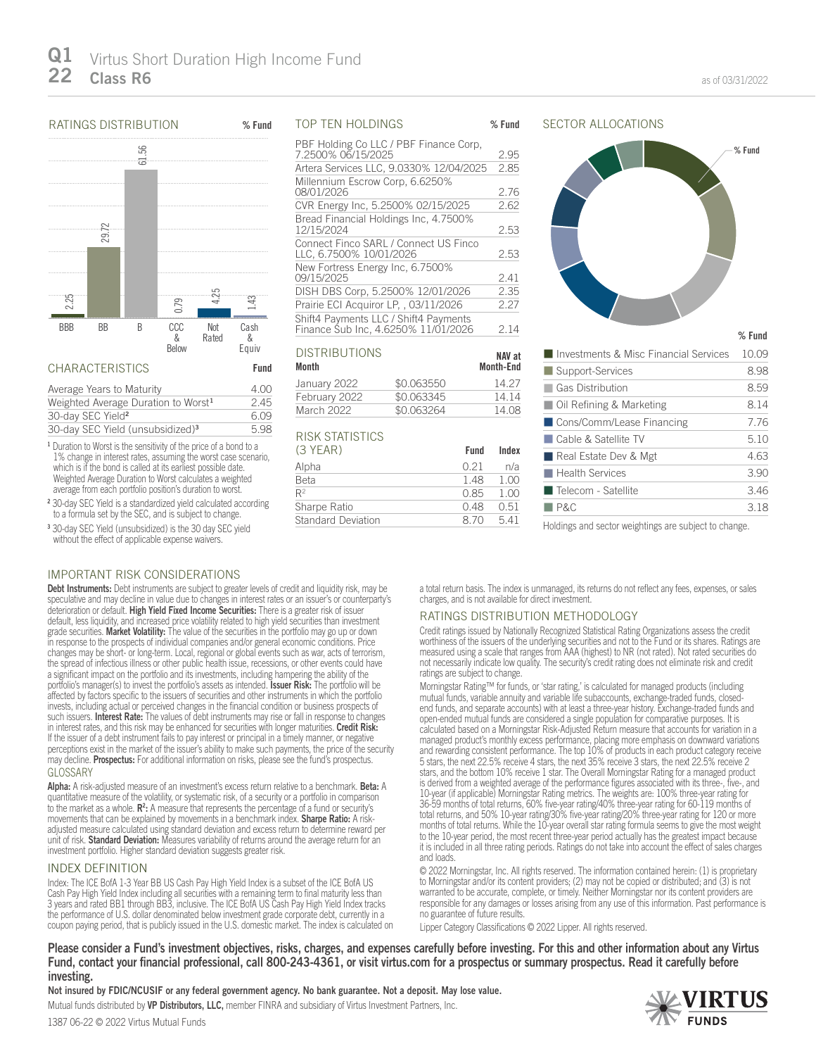# Q1 22 Virtus Short Duration High Income Fund
## Class R6

as of 03/31/2022

### RATINGS DISTRIBUTION

% Fund

2.25
29.72
61.56
0.79
4.25
1.43

BBB
BB
B
CCC & Below
Not Rated
Cash & Equiv

### CHARACTERISTICS

| | Fund |
|---|---|
| Average Years to Maturity | 4.00 |
| Weighted Average Duration to Worst[1] | 2.45 |
| 30-day SEC Yield[2] | 6.09 |
| 30-day SEC Yield (unsubsidized)[3] | 5.98 |

[1] Duration to Worst is the sensitivity of the price of a bond to a 1% change in interest rates, assuming the worst case scenario, which is if the bond is called at its earliest possible date. Weighted Average Duration to Worst calculates a weighted average from each portfolio position's duration to worst.

[2] 30-day SEC Yield is a standardized yield calculated according to a formula set by the SEC, and is subject to change.

[3] 30-day SEC Yield (unsubsidized) is the 30 day SEC yield without the effect of applicable expense waivers.

### TOP TEN HOLDINGS

| | % Fund |
|---|---|
| PBF Holding Co LLC / PBF Finance Corp, 7.2500% 06/15/2025 | 2.95 |
| Artera Services LLC, 9.0330% 12/04/2025 | 2.85 |
| Millennium Escrow Corp, 6.6250% 08/01/2026 | 2.76 |
| CVR Energy Inc, 5.2500% 02/15/2025 | 2.62 |
| Bread Financial Holdings Inc, 4.7500% 12/15/2024 | 2.53 |
| Connect Finco SARL / Connect US Finco LLC, 6.7500% 10/01/2026 | 2.53 |
| New Fortress Energy Inc, 6.7500% 09/15/2025 | 2.41 |
| DISH DBS Corp, 5.2500% 12/01/2026 | 2.35 |
| Prairie ECI Acquiror LP, , 03/11/2026 | 2.27 |
| Shift4 Payments LLC / Shift4 Payments Finance Sub Inc, 4.6250% 11/01/2026 | 2.14 |

### DISTRIBUTIONS

| Month | | NAV at Month-End |
|---|---|---|
| January 2022 | $0.063550 | 14.27 |
| February 2022 | $0.063345 | 14.14 |
| March 2022 | $0.063264 | 14.08 |

### RISK STATISTICS (3 YEAR)

| | Fund | Index |
|---|---|---|
| Alpha | 0.21 | n/a |
| Beta | 1.48 | 1.00 |
| $R^2$ | 0.85 | 1.00 |
| Sharpe Ratio | 0.48 | 0.51 |
| Standard Deviation | 8.70 | 5.41 |

### SECTOR ALLOCATIONS

| | % Fund |
|---|---|
| Investments & Misc Financial Services | 10.09 |
| Support-Services | 8.98 |
| Gas Distribution | 8.59 |
| Oil Refining & Marketing | 8.14 |
| Cons/Comm/Lease Financing | 7.76 |
| Cable & Satellite TV | 5.10 |
| Real Estate Dev & Mgt | 4.63 |
| Health Services | 3.90 |
| Telecom - Satellite | 3.46 |
| P&C | 3.18 |

Holdings and sector weightings are subject to change.

### IMPORTANT RISK CONSIDERATIONS

**Debt Instruments:** Debt instruments are subject to greater levels of credit and liquidity risk, may be speculative and may decline in value due to changes in interest rates or an issuer's or counterparty's deterioration or default. **High Yield Fixed Income Securities:** There is a greater risk of issuer default, less liquidity, and increased price volatility related to high yield securities than investment grade securities. **Market Volatility:** The value of the securities in the portfolio may go up or down in response to the prospects of individual companies and/or general economic conditions. Price changes may be short- or long-term. Local, regional or global events such as war, acts of terrorism, the spread of infectious illness or other public health issue, recessions, or other events could have a significant impact on the portfolio and its investments, including hampering the ability of the portfolio's manager(s) to invest the portfolio's assets as intended. **Issuer Risk:** The portfolio will be affected by factors specific to the issuers of securities and other instruments in which the portfolio invests, including actual or perceived changes in the financial condition or business prospects of such issuers. **Interest Rate:** The values of debt instruments may rise or fall in response to changes in interest rates, and this risk may be enhanced for securities with longer maturities. **Credit Risk:** If the issuer of a debt instrument fails to pay interest or principal in a timely manner, or negative perceptions exist in the market of the issuer's ability to make such payments, the price of the security may decline. **Prospectus:** For additional information on risks, please see the fund's prospectus.

### GLOSSARY

**Alpha:** A risk-adjusted measure of an investment's excess return relative to a benchmark. **Beta:** A quantitative measure of the volatility, or systematic risk, of a security or a portfolio in comparison to the market as a whole. **$R^2$:** A measure that represents the percentage of a fund or security's movements that can be explained by movements in a benchmark index. **Sharpe Ratio:** A risk-adjusted measure calculated using standard deviation and excess return to determine reward per unit of risk. **Standard Deviation:** Measures variability of returns around the average return for an investment portfolio. Higher standard deviation suggests greater risk.

### INDEX DEFINITION

Index: The ICE BofA 1-3 Year BB US Cash Pay High Yield Index is a subset of the ICE BofA US Cash Pay High Yield Index including all securities with a remaining term to final maturity less than 3 years and rated BB1 through BB3, inclusive. The ICE BofA US Cash Pay High Yield Index tracks the performance of U.S. dollar denominated below investment grade corporate debt, currently in a coupon paying period, that is publicly issued in the U.S. domestic market. The index is calculated on a total return basis. The index is unmanaged, its returns do not reflect any fees, expenses, or sales charges, and is not available for direct investment.

### RATINGS DISTRIBUTION METHODOLOGY

Credit ratings issued by Nationally Recognized Statistical Rating Organizations assess the credit worthiness of the issuers of the underlying securities and not to the Fund or its shares. Ratings are measured using a scale that ranges from AAA (highest) to NR (not rated). Not rated securities do not necessarily indicate low quality. The security's credit rating does not eliminate risk and credit ratings are subject to change.

Morningstar Rating™ for funds, or 'star rating,' is calculated for managed products (including mutual funds, variable annuity and variable life subaccounts, exchange-traded funds, closed-end funds, and separate accounts) with at least a three-year history. Exchange-traded funds and open-ended mutual funds are considered a single population for comparative purposes. It is calculated based on a Morningstar Risk-Adjusted Return measure that accounts for variation in a managed product's monthly excess performance, placing more emphasis on downward variations and rewarding consistent performance. The top 10% of products in each product category receive 5 stars, the next 22.5% receive 4 stars, the next 35% receive 3 stars, the next 22.5% receive 2 stars, and the bottom 10% receive 1 star. The Overall Morningstar Rating for a managed product is derived from a weighted average of the performance figures associated with its three-, five-, and 10-year (if applicable) Morningstar Rating metrics. The weights are: 100% three-year rating for 36-59 months of total returns, 60% five-year rating/40% three-year rating for 60-119 months of total returns, and 50% 10-year rating/30% five-year rating/20% three-year rating for 120 or more months of total returns. While the 10-year overall star rating formula seems to give the most weight to the 10-year period, the most recent three-year period actually has the greatest impact because it is included in all three rating periods. Ratings do not take into account the effect of sales charges and loads.

© 2022 Morningstar, Inc. All rights reserved. The information contained herein: (1) is proprietary to Morningstar and/or its content providers; (2) may not be copied or distributed; and (3) is not warranted to be accurate, complete, or timely. Neither Morningstar nor its content providers are responsible for any damages or losses arising from any use of this information. Past performance is no guarantee of future results.

Lipper Category Classifications © 2022 Lipper. All rights reserved.

**Please consider a Fund's investment objectives, risks, charges, and expenses carefully before investing. For this and other information about any Virtus Fund, contact your financial professional, call 800-243-4361, or visit virtus.com for a prospectus or summary prospectus. Read it carefully before investing.**

**Not insured by FDIC/NCUSIF or any federal government agency. No bank guarantee. Not a deposit. May lose value.**

Mutual funds distributed by **VP Distributors, LLC,** member FINRA and subsidiary of Virtus Investment Partners, Inc.

1387 06-22 © 2022 Virtus Mutual Funds

VIRTUS FUNDS